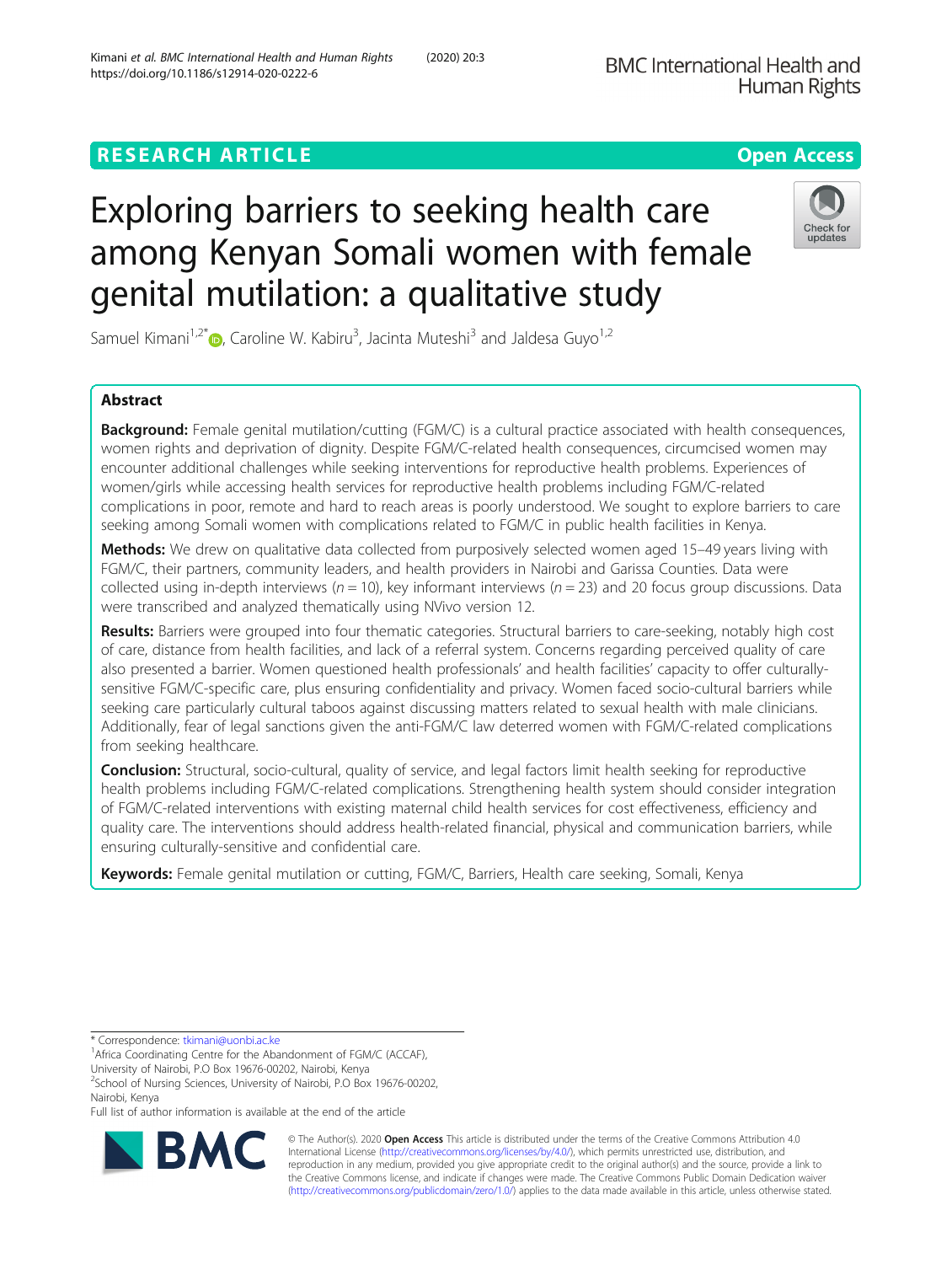RESEARCH ARTICLE

Open Access

# Exploring barriers to seeking health care among Kenyan Somali women with female genital mutilation: a qualitative study

Samuel Kimani[1,2*], Caroline W. Kabiru[3], Jacinta Muteshi[3] and Jaldesa Guyo[1,2]

## Abstract

**Background:** Female genital mutilation/cutting (FGM/C) is a cultural practice associated with health consequences, women rights and deprivation of dignity. Despite FGM/C-related health consequences, circumcised women may encounter additional challenges while seeking interventions for reproductive health problems. Experiences of women/girls while accessing health services for reproductive health problems including FGM/C-related complications in poor, remote and hard to reach areas is poorly understood. We sought to explore barriers to care seeking among Somali women with complications related to FGM/C in public health facilities in Kenya.

**Methods:** We drew on qualitative data collected from purposively selected women aged 15–49 years living with FGM/C, their partners, community leaders, and health providers in Nairobi and Garissa Counties. Data were collected using in-depth interviews ($n = 10$), key informant interviews ($n = 23$) and 20 focus group discussions. Data were transcribed and analyzed thematically using NVivo version 12.

**Results:** Barriers were grouped into four thematic categories. Structural barriers to care-seeking, notably high cost of care, distance from health facilities, and lack of a referral system. Concerns regarding perceived quality of care also presented a barrier. Women questioned health professionals' and health facilities' capacity to offer culturally-sensitive FGM/C-specific care, plus ensuring confidentiality and privacy. Women faced socio-cultural barriers while seeking care particularly cultural taboos against discussing matters related to sexual health with male clinicians. Additionally, fear of legal sanctions given the anti-FGM/C law deterred women with FGM/C-related complications from seeking healthcare.

**Conclusion:** Structural, socio-cultural, quality of service, and legal factors limit health seeking for reproductive health problems including FGM/C-related complications. Strengthening health system should consider integration of FGM/C-related interventions with existing maternal child health services for cost effectiveness, efficiency and quality care. The interventions should address health-related financial, physical and communication barriers, while ensuring culturally-sensitive and confidential care.

**Keywords:** Female genital mutilation or cutting, FGM/C, Barriers, Health care seeking, Somali, Kenya

\* Correspondence: tkimani@uonbi.ac.ke

[1]Africa Coordinating Centre for the Abandonment of FGM/C (ACCAF), University of Nairobi, P.O Box 19676-00202, Nairobi, Kenya

[2]School of Nursing Sciences, University of Nairobi, P.O Box 19676-00202, Nairobi, Kenya

Full list of author information is available at the end of the article

© The Author(s). 2020 **Open Access** This article is distributed under the terms of the Creative Commons Attribution 4.0 International License (http://creativecommons.org/licenses/by/4.0/), which permits unrestricted use, distribution, and reproduction in any medium, provided you give appropriate credit to the original author(s) and the source, provide a link to the Creative Commons license, and indicate if changes were made. The Creative Commons Public Domain Dedication waiver (http://creativecommons.org/publicdomain/zero/1.0/) applies to the data made available in this article, unless otherwise stated.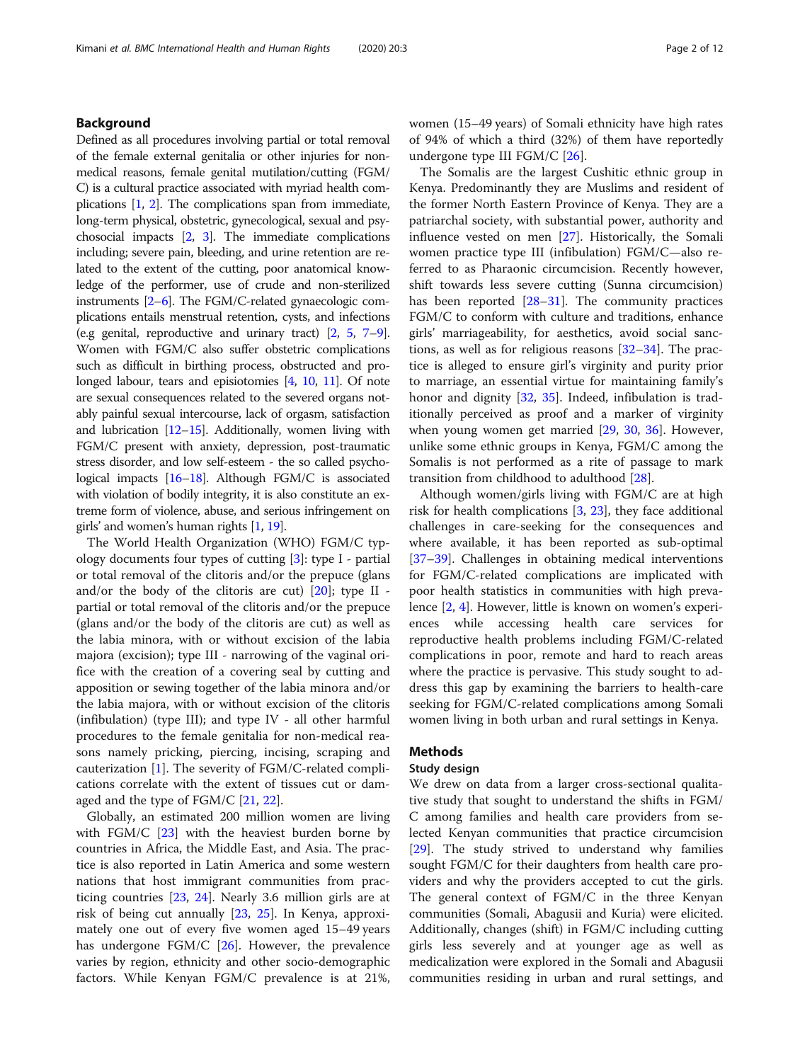## Background

Defined as all procedures involving partial or total removal of the female external genitalia or other injuries for non-medical reasons, female genital mutilation/cutting (FGM/C) is a cultural practice associated with myriad health complications [1, 2]. The complications span from immediate, long-term physical, obstetric, gynecological, sexual and psychosocial impacts [2, 3]. The immediate complications including; severe pain, bleeding, and urine retention are related to the extent of the cutting, poor anatomical knowledge of the performer, use of crude and non-sterilized instruments [2–6]. The FGM/C-related gynaecologic complications entails menstrual retention, cysts, and infections (e.g genital, reproductive and urinary tract) [2, 5, 7–9]. Women with FGM/C also suffer obstetric complications such as difficult in birthing process, obstructed and prolonged labour, tears and episiotomies [4, 10, 11]. Of note are sexual consequences related to the severed organs notably painful sexual intercourse, lack of orgasm, satisfaction and lubrication [12–15]. Additionally, women living with FGM/C present with anxiety, depression, post-traumatic stress disorder, and low self-esteem - the so called psychological impacts [16–18]. Although FGM/C is associated with violation of bodily integrity, it is also constitute an extreme form of violence, abuse, and serious infringement on girls' and women's human rights [1, 19].

The World Health Organization (WHO) FGM/C typology documents four types of cutting [3]: type I - partial or total removal of the clitoris and/or the prepuce (glans and/or the body of the clitoris are cut) [20]; type II - partial or total removal of the clitoris and/or the prepuce (glans and/or the body of the clitoris are cut) as well as the labia minora, with or without excision of the labia majora (excision); type III - narrowing of the vaginal orifice with the creation of a covering seal by cutting and apposition or sewing together of the labia minora and/or the labia majora, with or without excision of the clitoris (infibulation) (type III); and type IV - all other harmful procedures to the female genitalia for non-medical reasons namely pricking, piercing, incising, scraping and cauterization [1]. The severity of FGM/C-related complications correlate with the extent of tissues cut or damaged and the type of FGM/C [21, 22].

Globally, an estimated 200 million women are living with FGM/C [23] with the heaviest burden borne by countries in Africa, the Middle East, and Asia. The practice is also reported in Latin America and some western nations that host immigrant communities from practicing countries [23, 24]. Nearly 3.6 million girls are at risk of being cut annually [23, 25]. In Kenya, approximately one out of every five women aged 15–49 years has undergone FGM/C [26]. However, the prevalence varies by region, ethnicity and other socio-demographic factors. While Kenyan FGM/C prevalence is at 21%, women (15–49 years) of Somali ethnicity have high rates of 94% of which a third (32%) of them have reportedly undergone type III FGM/C [26].

The Somalis are the largest Cushitic ethnic group in Kenya. Predominantly they are Muslims and resident of the former North Eastern Province of Kenya. They are a patriarchal society, with substantial power, authority and influence vested on men [27]. Historically, the Somali women practice type III (infibulation) FGM/C—also referred to as Pharaonic circumcision. Recently however, shift towards less severe cutting (Sunna circumcision) has been reported [28–31]. The community practices FGM/C to conform with culture and traditions, enhance girls' marriageability, for aesthetics, avoid social sanctions, as well as for religious reasons [32–34]. The practice is alleged to ensure girl's virginity and purity prior to marriage, an essential virtue for maintaining family's honor and dignity [32, 35]. Indeed, infibulation is traditionally perceived as proof and a marker of virginity when young women get married [29, 30, 36]. However, unlike some ethnic groups in Kenya, FGM/C among the Somalis is not performed as a rite of passage to mark transition from childhood to adulthood [28].

Although women/girls living with FGM/C are at high risk for health complications [3, 23], they face additional challenges in care-seeking for the consequences and where available, it has been reported as sub-optimal [37–39]. Challenges in obtaining medical interventions for FGM/C-related complications are implicated with poor health statistics in communities with high prevalence [2, 4]. However, little is known on women's experiences while accessing health care services for reproductive health problems including FGM/C-related complications in poor, remote and hard to reach areas where the practice is pervasive. This study sought to address this gap by examining the barriers to health-care seeking for FGM/C-related complications among Somali women living in both urban and rural settings in Kenya.

## Methods

### Study design

We drew on data from a larger cross-sectional qualitative study that sought to understand the shifts in FGM/C among families and health care providers from selected Kenyan communities that practice circumcision [29]. The study strived to understand why families sought FGM/C for their daughters from health care providers and why the providers accepted to cut the girls. The general context of FGM/C in the three Kenyan communities (Somali, Abagusii and Kuria) were elicited. Additionally, changes (shift) in FGM/C including cutting girls less severely and at younger age as well as medicalization were explored in the Somali and Abagusii communities residing in urban and rural settings, and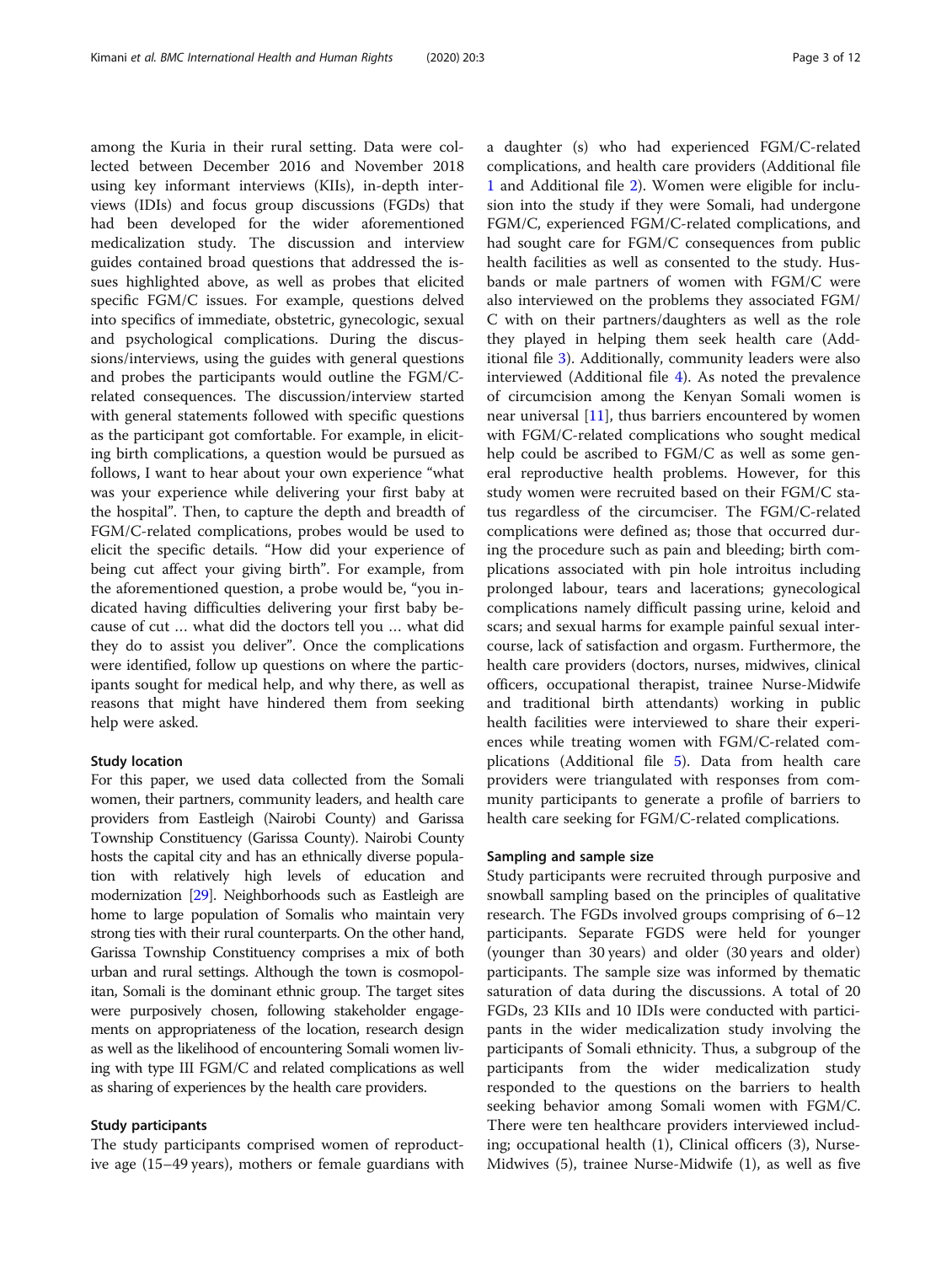among the Kuria in their rural setting. Data were collected between December 2016 and November 2018 using key informant interviews (KIIs), in-depth interviews (IDIs) and focus group discussions (FGDs) that had been developed for the wider aforementioned medicalization study. The discussion and interview guides contained broad questions that addressed the issues highlighted above, as well as probes that elicited specific FGM/C issues. For example, questions delved into specifics of immediate, obstetric, gynecologic, sexual and psychological complications. During the discussions/interviews, using the guides with general questions and probes the participants would outline the FGM/C-related consequences. The discussion/interview started with general statements followed with specific questions as the participant got comfortable. For example, in eliciting birth complications, a question would be pursued as follows, I want to hear about your own experience "what was your experience while delivering your first baby at the hospital". Then, to capture the depth and breadth of FGM/C-related complications, probes would be used to elicit the specific details. "How did your experience of being cut affect your giving birth". For example, from the aforementioned question, a probe would be, "you indicated having difficulties delivering your first baby because of cut … what did the doctors tell you … what did they do to assist you deliver". Once the complications were identified, follow up questions on where the participants sought for medical help, and why there, as well as reasons that might have hindered them from seeking help were asked.

### Study location

For this paper, we used data collected from the Somali women, their partners, community leaders, and health care providers from Eastleigh (Nairobi County) and Garissa Township Constituency (Garissa County). Nairobi County hosts the capital city and has an ethnically diverse population with relatively high levels of education and modernization [29]. Neighborhoods such as Eastleigh are home to large population of Somalis who maintain very strong ties with their rural counterparts. On the other hand, Garissa Township Constituency comprises a mix of both urban and rural settings. Although the town is cosmopolitan, Somali is the dominant ethnic group. The target sites were purposively chosen, following stakeholder engagements on appropriateness of the location, research design as well as the likelihood of encountering Somali women living with type III FGM/C and related complications as well as sharing of experiences by the health care providers.

### Study participants

The study participants comprised women of reproductive age (15–49 years), mothers or female guardians with a daughter (s) who had experienced FGM/C-related complications, and health care providers (Additional file 1 and Additional file 2). Women were eligible for inclusion into the study if they were Somali, had undergone FGM/C, experienced FGM/C-related complications, and had sought care for FGM/C consequences from public health facilities as well as consented to the study. Husbands or male partners of women with FGM/C were also interviewed on the problems they associated FGM/C with on their partners/daughters as well as the role they played in helping them seek health care (Additional file 3). Additionally, community leaders were also interviewed (Additional file 4). As noted the prevalence of circumcision among the Kenyan Somali women is near universal [11], thus barriers encountered by women with FGM/C-related complications who sought medical help could be ascribed to FGM/C as well as some general reproductive health problems. However, for this study women were recruited based on their FGM/C status regardless of the circumciser. The FGM/C-related complications were defined as; those that occurred during the procedure such as pain and bleeding; birth complications associated with pin hole introitus including prolonged labour, tears and lacerations; gynecological complications namely difficult passing urine, keloid and scars; and sexual harms for example painful sexual intercourse, lack of satisfaction and orgasm. Furthermore, the health care providers (doctors, nurses, midwives, clinical officers, occupational therapist, trainee Nurse-Midwife and traditional birth attendants) working in public health facilities were interviewed to share their experiences while treating women with FGM/C-related complications (Additional file 5). Data from health care providers were triangulated with responses from community participants to generate a profile of barriers to health care seeking for FGM/C-related complications.

### Sampling and sample size

Study participants were recruited through purposive and snowball sampling based on the principles of qualitative research. The FGDs involved groups comprising of 6–12 participants. Separate FGDS were held for younger (younger than 30 years) and older (30 years and older) participants. The sample size was informed by thematic saturation of data during the discussions. A total of 20 FGDs, 23 KIIs and 10 IDIs were conducted with participants in the wider medicalization study involving the participants of Somali ethnicity. Thus, a subgroup of the participants from the wider medicalization study responded to the questions on the barriers to health seeking behavior among Somali women with FGM/C. There were ten healthcare providers interviewed including; occupational health (1), Clinical officers (3), Nurse-Midwives (5), trainee Nurse-Midwife (1), as well as five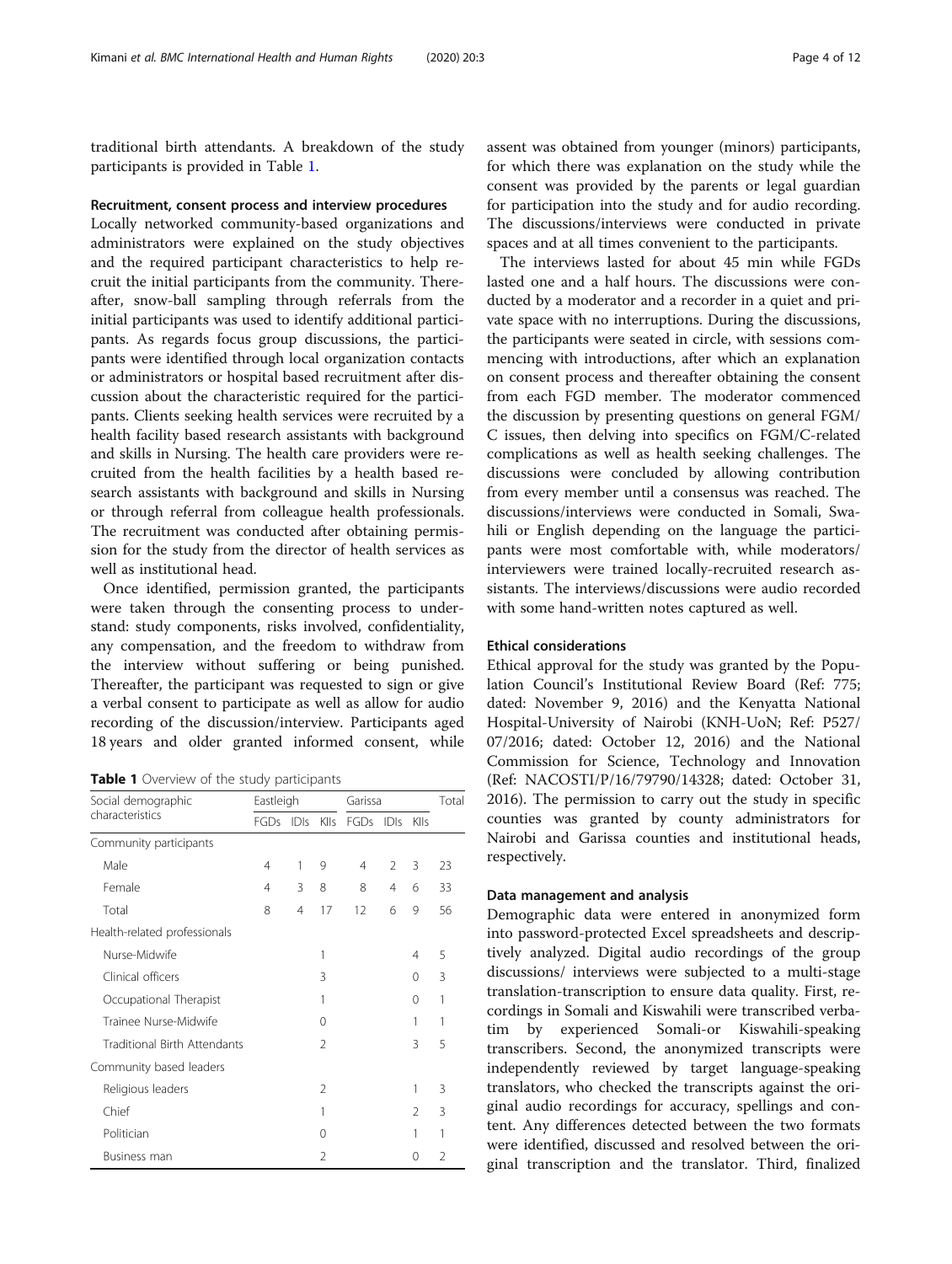traditional birth attendants. A breakdown of the study participants is provided in Table 1.

### Recruitment, consent process and interview procedures

Locally networked community-based organizations and administrators were explained on the study objectives and the required participant characteristics to help recruit the initial participants from the community. Thereafter, snow-ball sampling through referrals from the initial participants was used to identify additional participants. As regards focus group discussions, the participants were identified through local organization contacts or administrators or hospital based recruitment after discussion about the characteristic required for the participants. Clients seeking health services were recruited by a health facility based research assistants with background and skills in Nursing. The health care providers were recruited from the health facilities by a health based research assistants with background and skills in Nursing or through referral from colleague health professionals. The recruitment was conducted after obtaining permission for the study from the director of health services as well as institutional head.

Once identified, permission granted, the participants were taken through the consenting process to understand: study components, risks involved, confidentiality, any compensation, and the freedom to withdraw from the interview without suffering or being punished. Thereafter, the participant was requested to sign or give a verbal consent to participate as well as allow for audio recording of the discussion/interview. Participants aged 18 years and older granted informed consent, while assent was obtained from younger (minors) participants, for which there was explanation on the study while the consent was provided by the parents or legal guardian for participation into the study and for audio recording. The discussions/interviews were conducted in private spaces and at all times convenient to the participants.

The interviews lasted for about 45 min while FGDs lasted one and a half hours. The discussions were conducted by a moderator and a recorder in a quiet and private space with no interruptions. During the discussions, the participants were seated in circle, with sessions commencing with introductions, after which an explanation on consent process and thereafter obtaining the consent from each FGD member. The moderator commenced the discussion by presenting questions on general FGM/C issues, then delving into specifics on FGM/C-related complications as well as health seeking challenges. The discussions were concluded by allowing contribution from every member until a consensus was reached. The discussions/interviews were conducted in Somali, Swahili or English depending on the language the participants were most comfortable with, while moderators/interviewers were trained locally-recruited research assistants. The interviews/discussions were audio recorded with some hand-written notes captured as well.

**Table 1** Overview of the study participants

| Social demographic characteristics | Eastleigh | | | Garissa | | | Total |
|---|---|---|---|---|---|---|---|
| | FGDs | IDIs | KIIs | FGDs | IDIs | KIIs | |
| Community participants | | | | | | | |
| Male | 4 | 1 | 9 | 4 | 2 | 3 | 23 |
| Female | 4 | 3 | 8 | 8 | 4 | 6 | 33 |
| Total | 8 | 4 | 17 | 12 | 6 | 9 | 56 |
| Health-related professionals | | | | | | | |
| Nurse-Midwife | | | 1 | | | 4 | 5 |
| Clinical officers | | | 3 | | | 0 | 3 |
| Occupational Therapist | | | 1 | | | 0 | 1 |
| Trainee Nurse-Midwife | | | 0 | | | 1 | 1 |
| Traditional Birth Attendants | | | 2 | | | 3 | 5 |
| Community based leaders | | | | | | | |
| Religious leaders | | | 2 | | | 1 | 3 |
| Chief | | | 1 | | | 2 | 3 |
| Politician | | | 0 | | | 1 | 1 |
| Business man | | | 2 | | | 0 | 2 |

### Ethical considerations

Ethical approval for the study was granted by the Population Council's Institutional Review Board (Ref: 775; dated: November 9, 2016) and the Kenyatta National Hospital-University of Nairobi (KNH-UoN; Ref: P527/07/2016; dated: October 12, 2016) and the National Commission for Science, Technology and Innovation (Ref: NACOSTI/P/16/79790/14328; dated: October 31, 2016). The permission to carry out the study in specific counties was granted by county administrators for Nairobi and Garissa counties and institutional heads, respectively.

### Data management and analysis

Demographic data were entered in anonymized form into password-protected Excel spreadsheets and descriptively analyzed. Digital audio recordings of the group discussions/ interviews were subjected to a multi-stage translation-transcription to ensure data quality. First, recordings in Somali and Kiswahili were transcribed verbatim by experienced Somali-or Kiswahili-speaking transcribers. Second, the anonymized transcripts were independently reviewed by target language-speaking translators, who checked the transcripts against the original audio recordings for accuracy, spellings and content. Any differences detected between the two formats were identified, discussed and resolved between the original transcription and the translator. Third, finalized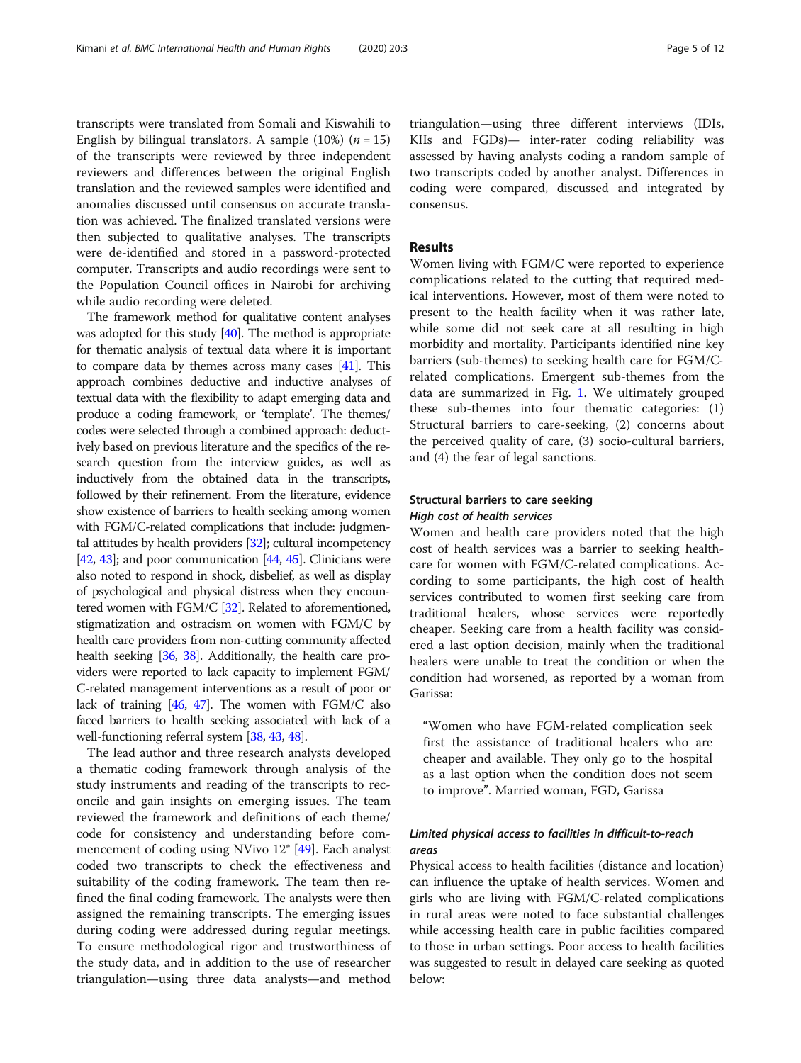transcripts were translated from Somali and Kiswahili to English by bilingual translators. A sample (10%) ($n = 15$) of the transcripts were reviewed by three independent reviewers and differences between the original English translation and the reviewed samples were identified and anomalies discussed until consensus on accurate translation was achieved. The finalized translated versions were then subjected to qualitative analyses. The transcripts were de-identified and stored in a password-protected computer. Transcripts and audio recordings were sent to the Population Council offices in Nairobi for archiving while audio recording were deleted.

The framework method for qualitative content analyses was adopted for this study [40]. The method is appropriate for thematic analysis of textual data where it is important to compare data by themes across many cases [41]. This approach combines deductive and inductive analyses of textual data with the flexibility to adapt emerging data and produce a coding framework, or 'template'. The themes/codes were selected through a combined approach: deductively based on previous literature and the specifics of the research question from the interview guides, as well as inductively from the obtained data in the transcripts, followed by their refinement. From the literature, evidence show existence of barriers to health seeking among women with FGM/C-related complications that include: judgmental attitudes by health providers [32]; cultural incompetency [42, 43]; and poor communication [44, 45]. Clinicians were also noted to respond in shock, disbelief, as well as display of psychological and physical distress when they encountered women with FGM/C [32]. Related to aforementioned, stigmatization and ostracism on women with FGM/C by health care providers from non-cutting community affected health seeking [36, 38]. Additionally, the health care providers were reported to lack capacity to implement FGM/C-related management interventions as a result of poor or lack of training [46, 47]. The women with FGM/C also faced barriers to health seeking associated with lack of a well-functioning referral system [38, 43, 48].

The lead author and three research analysts developed a thematic coding framework through analysis of the study instruments and reading of the transcripts to reconcile and gain insights on emerging issues. The team reviewed the framework and definitions of each theme/code for consistency and understanding before commencement of coding using NVivo 12® [49]. Each analyst coded two transcripts to check the effectiveness and suitability of the coding framework. The team then refined the final coding framework. The analysts were then assigned the remaining transcripts. The emerging issues during coding were addressed during regular meetings. To ensure methodological rigor and trustworthiness of the study data, and in addition to the use of researcher triangulation—using three data analysts—and method triangulation—using three different interviews (IDIs, KIIs and FGDs)— inter-rater coding reliability was assessed by having analysts coding a random sample of two transcripts coded by another analyst. Differences in coding were compared, discussed and integrated by consensus.

## Results

Women living with FGM/C were reported to experience complications related to the cutting that required medical interventions. However, most of them were noted to present to the health facility when it was rather late, while some did not seek care at all resulting in high morbidity and mortality. Participants identified nine key barriers (sub-themes) to seeking health care for FGM/C-related complications. Emergent sub-themes from the data are summarized in Fig. 1. We ultimately grouped these sub-themes into four thematic categories: (1) Structural barriers to care-seeking, (2) concerns about the perceived quality of care, (3) socio-cultural barriers, and (4) the fear of legal sanctions.

### Structural barriers to care seeking

#### *High cost of health services*

Women and health care providers noted that the high cost of health services was a barrier to seeking healthcare for women with FGM/C-related complications. According to some participants, the high cost of health services contributed to women first seeking care from traditional healers, whose services were reportedly cheaper. Seeking care from a health facility was considered a last option decision, mainly when the traditional healers were unable to treat the condition or when the condition had worsened, as reported by a woman from Garissa:

> "Women who have FGM-related complication seek first the assistance of traditional healers who are cheaper and available. They only go to the hospital as a last option when the condition does not seem to improve". Married woman, FGD, Garissa

#### *Limited physical access to facilities in difficult-to-reach areas*

Physical access to health facilities (distance and location) can influence the uptake of health services. Women and girls who are living with FGM/C-related complications in rural areas were noted to face substantial challenges while accessing health care in public facilities compared to those in urban settings. Poor access to health facilities was suggested to result in delayed care seeking as quoted below: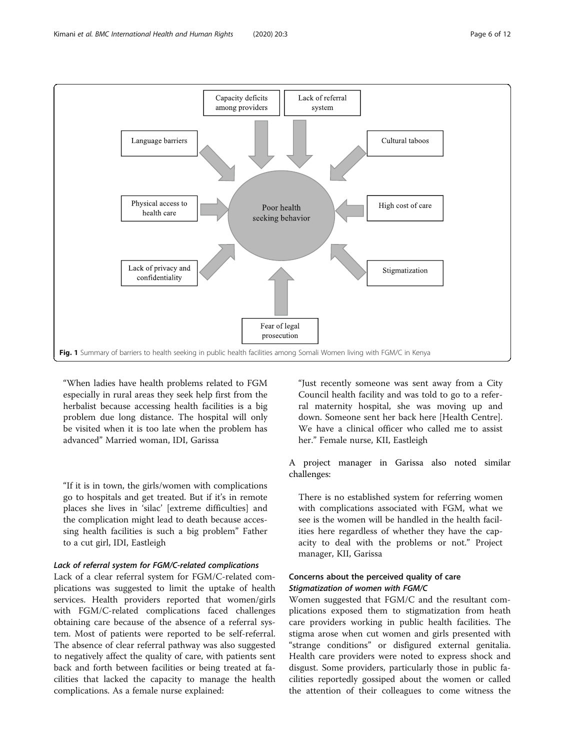Capacity deficits among providers

Lack of referral system

Language barriers

Cultural taboos

Physical access to health care

Poor health seeking behavior

High cost of care

Lack of privacy and confidentiality

Stigmatization

Fear of legal prosecution

**Fig. 1** Summary of barriers to health seeking in public health facilities among Somali Women living with FGM/C in Kenya

"When ladies have health problems related to FGM especially in rural areas they seek help first from the herbalist because accessing health facilities is a big problem due long distance. The hospital will only be visited when it is too late when the problem has advanced" Married woman, IDI, Garissa

"If it is in town, the girls/women with complications go to hospitals and get treated. But if it's in remote places she lives in 'silac' [extreme difficulties] and the complication might lead to death because accessing health facilities is such a big problem" Father to a cut girl, IDI, Eastleigh

#### *Lack of referral system for FGM/C-related complications*

Lack of a clear referral system for FGM/C-related complications was suggested to limit the uptake of health services. Health providers reported that women/girls with FGM/C-related complications faced challenges obtaining care because of the absence of a referral system. Most of patients were reported to be self-referral. The absence of clear referral pathway was also suggested to negatively affect the quality of care, with patients sent back and forth between facilities or being treated at facilities that lacked the capacity to manage the health complications. As a female nurse explained:

"Just recently someone was sent away from a City Council health facility and was told to go to a referral maternity hospital, she was moving up and down. Someone sent her back here [Health Centre]. We have a clinical officer who called me to assist her." Female nurse, KII, Eastleigh

A project manager in Garissa also noted similar challenges:

There is no established system for referring women with complications associated with FGM, what we see is the women will be handled in the health facilities here regardless of whether they have the capacity to deal with the problems or not." Project manager, KII, Garissa

### Concerns about the perceived quality of care

#### *Stigmatization of women with FGM/C*

Women suggested that FGM/C and the resultant complications exposed them to stigmatization from heath care providers working in public health facilities. The stigma arose when cut women and girls presented with "strange conditions" or disfigured external genitalia. Health care providers were noted to express shock and disgust. Some providers, particularly those in public facilities reportedly gossiped about the women or called the attention of their colleagues to come witness the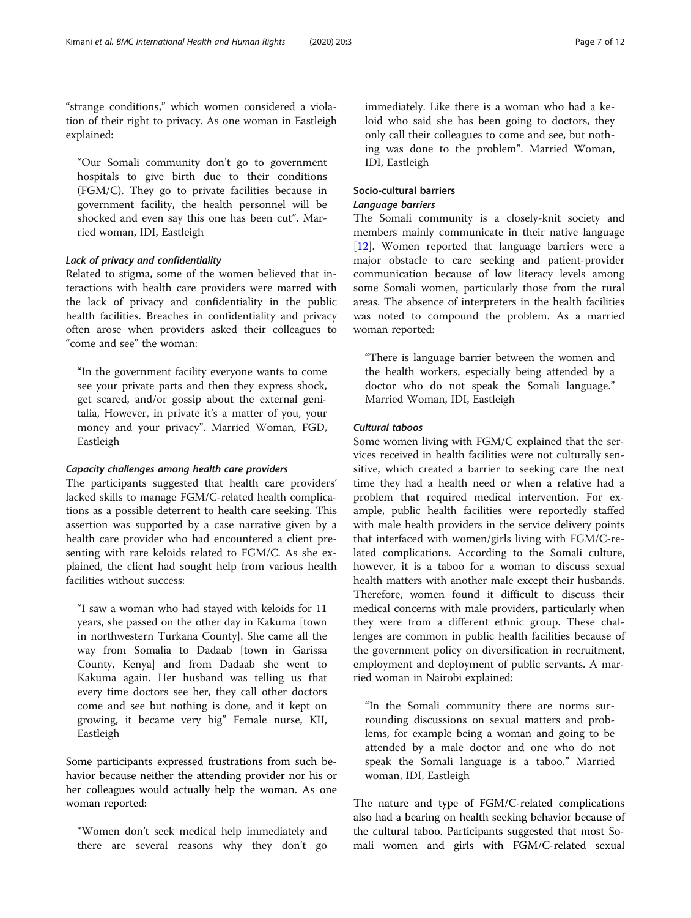"strange conditions," which women considered a violation of their right to privacy. As one woman in Eastleigh explained:

> "Our Somali community don't go to government hospitals to give birth due to their conditions (FGM/C). They go to private facilities because in government facility, the health personnel will be shocked and even say this one has been cut". Married woman, IDI, Eastleigh

#### *Lack of privacy and confidentiality*

Related to stigma, some of the women believed that interactions with health care providers were marred with the lack of privacy and confidentiality in the public health facilities. Breaches in confidentiality and privacy often arose when providers asked their colleagues to "come and see" the woman:

> "In the government facility everyone wants to come see your private parts and then they express shock, get scared, and/or gossip about the external genitalia, However, in private it's a matter of you, your money and your privacy". Married Woman, FGD, Eastleigh

#### *Capacity challenges among health care providers*

The participants suggested that health care providers' lacked skills to manage FGM/C-related health complications as a possible deterrent to health care seeking. This assertion was supported by a case narrative given by a health care provider who had encountered a client presenting with rare keloids related to FGM/C. As she explained, the client had sought help from various health facilities without success:

> "I saw a woman who had stayed with keloids for 11 years, she passed on the other day in Kakuma [town in northwestern Turkana County]. She came all the way from Somalia to Dadaab [town in Garissa County, Kenya] and from Dadaab she went to Kakuma again. Her husband was telling us that every time doctors see her, they call other doctors come and see but nothing is done, and it kept on growing, it became very big" Female nurse, KII, Eastleigh

Some participants expressed frustrations from such behavior because neither the attending provider nor his or her colleagues would actually help the woman. As one woman reported:

> "Women don't seek medical help immediately and there are several reasons why they don't go immediately. Like there is a woman who had a keloid who said she has been going to doctors, they only call their colleagues to come and see, but nothing was done to the problem". Married Woman, IDI, Eastleigh

### Socio-cultural barriers

#### *Language barriers*

The Somali community is a closely-knit society and members mainly communicate in their native language [12]. Women reported that language barriers were a major obstacle to care seeking and patient-provider communication because of low literacy levels among some Somali women, particularly those from the rural areas. The absence of interpreters in the health facilities was noted to compound the problem. As a married woman reported:

> "There is language barrier between the women and the health workers, especially being attended by a doctor who do not speak the Somali language." Married Woman, IDI, Eastleigh

#### *Cultural taboos*

Some women living with FGM/C explained that the services received in health facilities were not culturally sensitive, which created a barrier to seeking care the next time they had a health need or when a relative had a problem that required medical intervention. For example, public health facilities were reportedly staffed with male health providers in the service delivery points that interfaced with women/girls living with FGM/C-related complications. According to the Somali culture, however, it is a taboo for a woman to discuss sexual health matters with another male except their husbands. Therefore, women found it difficult to discuss their medical concerns with male providers, particularly when they were from a different ethnic group. These challenges are common in public health facilities because of the government policy on diversification in recruitment, employment and deployment of public servants. A married woman in Nairobi explained:

> "In the Somali community there are norms surrounding discussions on sexual matters and problems, for example being a woman and going to be attended by a male doctor and one who do not speak the Somali language is a taboo." Married woman, IDI, Eastleigh

The nature and type of FGM/C-related complications also had a bearing on health seeking behavior because of the cultural taboo. Participants suggested that most Somali women and girls with FGM/C-related sexual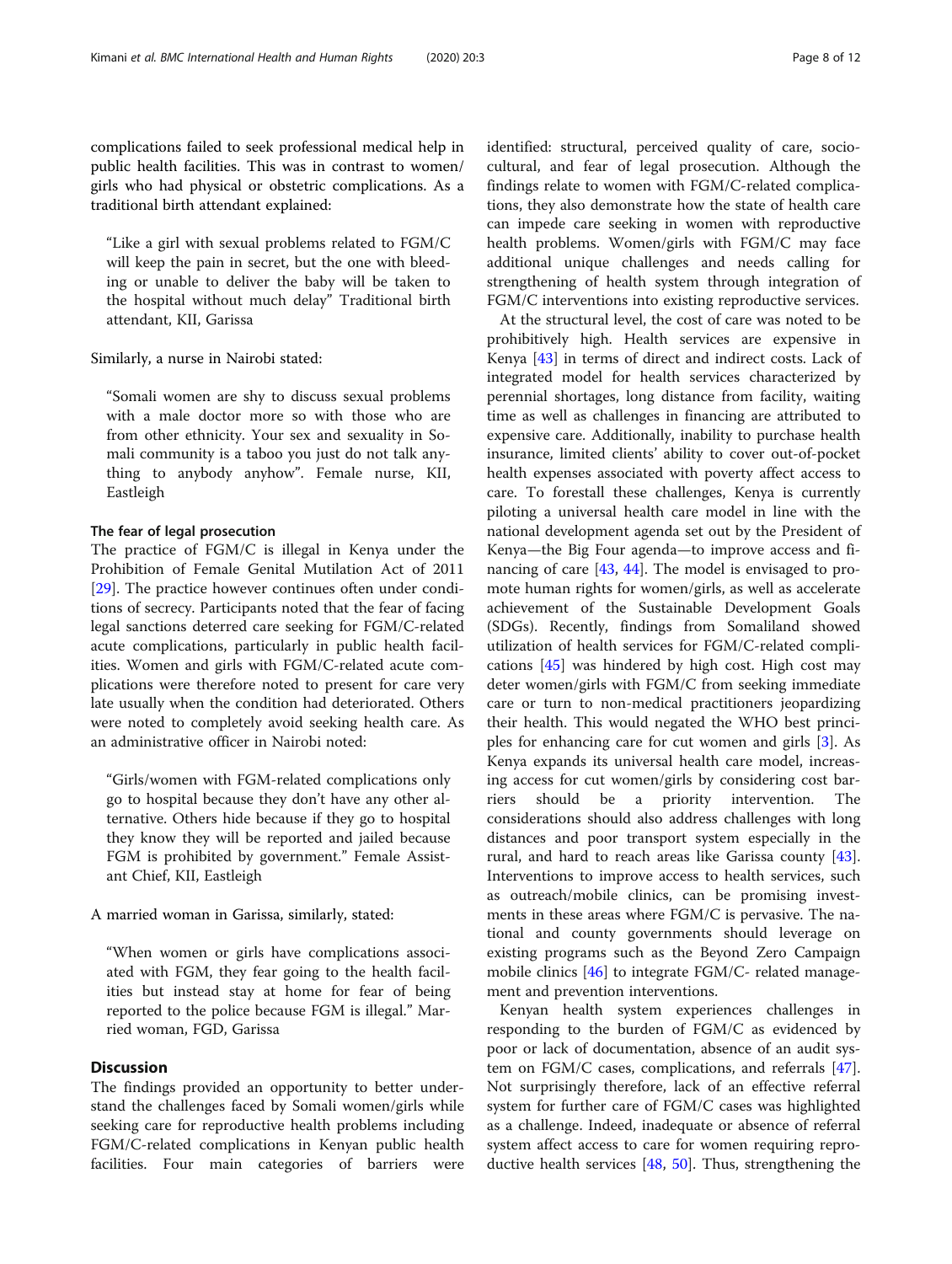complications failed to seek professional medical help in public health facilities. This was in contrast to women/girls who had physical or obstetric complications. As a traditional birth attendant explained:

> "Like a girl with sexual problems related to FGM/C will keep the pain in secret, but the one with bleeding or unable to deliver the baby will be taken to the hospital without much delay" Traditional birth attendant, KII, Garissa

Similarly, a nurse in Nairobi stated:

> "Somali women are shy to discuss sexual problems with a male doctor more so with those who are from other ethnicity. Your sex and sexuality in Somali community is a taboo you just do not talk anything to anybody anyhow". Female nurse, KII, Eastleigh

#### The fear of legal prosecution

The practice of FGM/C is illegal in Kenya under the Prohibition of Female Genital Mutilation Act of 2011 [29]. The practice however continues often under conditions of secrecy. Participants noted that the fear of facing legal sanctions deterred care seeking for FGM/C-related acute complications, particularly in public health facilities. Women and girls with FGM/C-related acute complications were therefore noted to present for care very late usually when the condition had deteriorated. Others were noted to completely avoid seeking health care. As an administrative officer in Nairobi noted:

> "Girls/women with FGM-related complications only go to hospital because they don't have any other alternative. Others hide because if they go to hospital they know they will be reported and jailed because FGM is prohibited by government." Female Assistant Chief, KII, Eastleigh

A married woman in Garissa, similarly, stated:

> "When women or girls have complications associated with FGM, they fear going to the health facilities but instead stay at home for fear of being reported to the police because FGM is illegal." Married woman, FGD, Garissa

## Discussion

The findings provided an opportunity to better understand the challenges faced by Somali women/girls while seeking care for reproductive health problems including FGM/C-related complications in Kenyan public health facilities. Four main categories of barriers were identified: structural, perceived quality of care, socio-cultural, and fear of legal prosecution. Although the findings relate to women with FGM/C-related complications, they also demonstrate how the state of health care can impede care seeking in women with reproductive health problems. Women/girls with FGM/C may face additional unique challenges and needs calling for strengthening of health system through integration of FGM/C interventions into existing reproductive services.

At the structural level, the cost of care was noted to be prohibitively high. Health services are expensive in Kenya [43] in terms of direct and indirect costs. Lack of integrated model for health services characterized by perennial shortages, long distance from facility, waiting time as well as challenges in financing are attributed to expensive care. Additionally, inability to purchase health insurance, limited clients' ability to cover out-of-pocket health expenses associated with poverty affect access to care. To forestall these challenges, Kenya is currently piloting a universal health care model in line with the national development agenda set out by the President of Kenya—the Big Four agenda—to improve access and financing of care [43, 44]. The model is envisaged to promote human rights for women/girls, as well as accelerate achievement of the Sustainable Development Goals (SDGs). Recently, findings from Somaliland showed utilization of health services for FGM/C-related complications [45] was hindered by high cost. High cost may deter women/girls with FGM/C from seeking immediate care or turn to non-medical practitioners jeopardizing their health. This would negated the WHO best principles for enhancing care for cut women and girls [3]. As Kenya expands its universal health care model, increasing access for cut women/girls by considering cost barriers should be a priority intervention. The considerations should also address challenges with long distances and poor transport system especially in the rural, and hard to reach areas like Garissa county [43]. Interventions to improve access to health services, such as outreach/mobile clinics, can be promising investments in these areas where FGM/C is pervasive. The national and county governments should leverage on existing programs such as the Beyond Zero Campaign mobile clinics [46] to integrate FGM/C- related management and prevention interventions.

Kenyan health system experiences challenges in responding to the burden of FGM/C as evidenced by poor or lack of documentation, absence of an audit system on FGM/C cases, complications, and referrals [47]. Not surprisingly therefore, lack of an effective referral system for further care of FGM/C cases was highlighted as a challenge. Indeed, inadequate or absence of referral system affect access to care for women requiring reproductive health services [48, 50]. Thus, strengthening the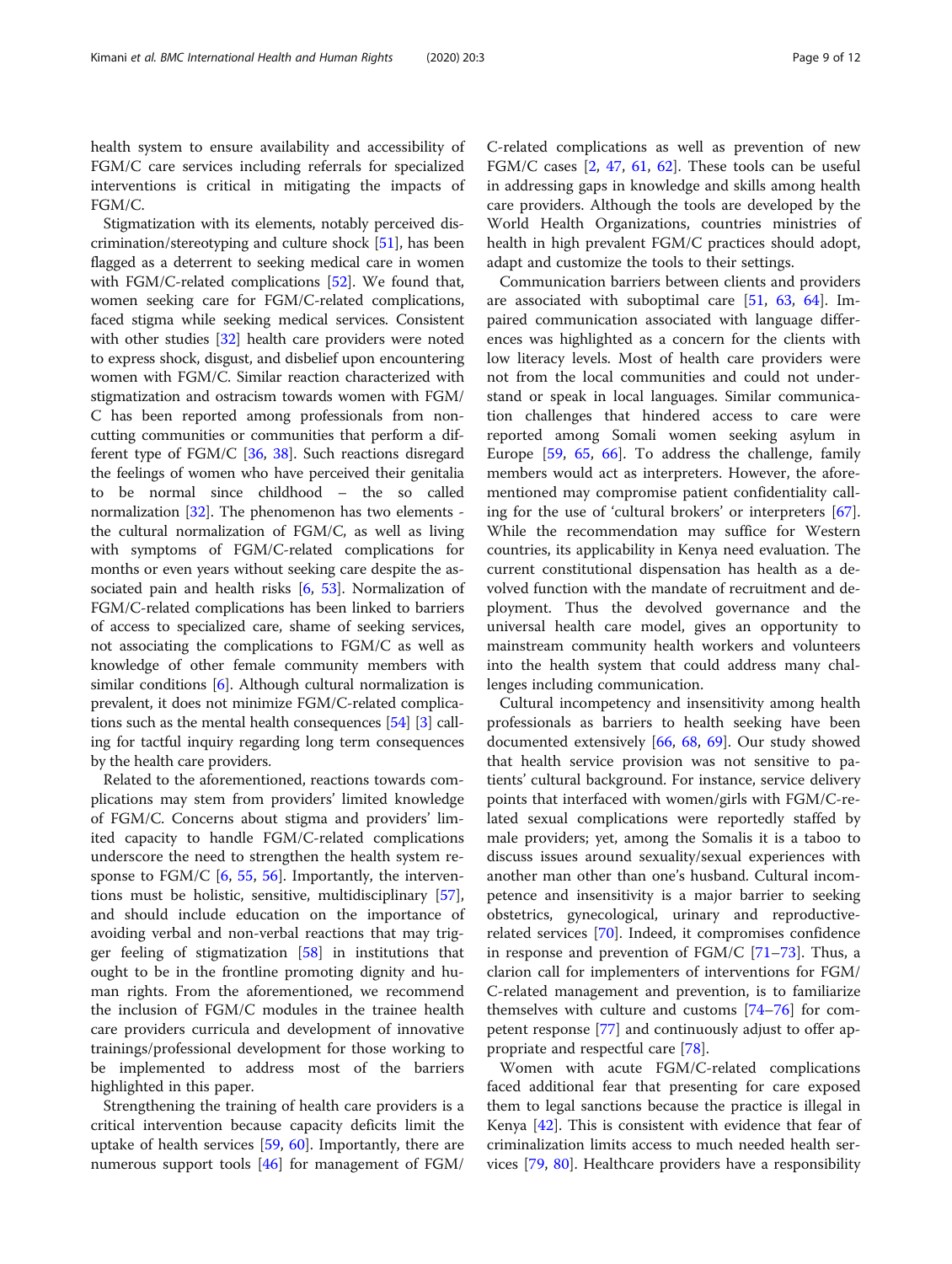health system to ensure availability and accessibility of FGM/C care services including referrals for specialized interventions is critical in mitigating the impacts of FGM/C.

Stigmatization with its elements, notably perceived discrimination/stereotyping and culture shock [51], has been flagged as a deterrent to seeking medical care in women with FGM/C-related complications [52]. We found that, women seeking care for FGM/C-related complications, faced stigma while seeking medical services. Consistent with other studies [32] health care providers were noted to express shock, disgust, and disbelief upon encountering women with FGM/C. Similar reaction characterized with stigmatization and ostracism towards women with FGM/C has been reported among professionals from non-cutting communities or communities that perform a different type of FGM/C [36, 38]. Such reactions disregard the feelings of women who have perceived their genitalia to be normal since childhood – the so called normalization [32]. The phenomenon has two elements - the cultural normalization of FGM/C, as well as living with symptoms of FGM/C-related complications for months or even years without seeking care despite the associated pain and health risks [6, 53]. Normalization of FGM/C-related complications has been linked to barriers of access to specialized care, shame of seeking services, not associating the complications to FGM/C as well as knowledge of other female community members with similar conditions [6]. Although cultural normalization is prevalent, it does not minimize FGM/C-related complications such as the mental health consequences [54] [3] calling for tactful inquiry regarding long term consequences by the health care providers.

Related to the aforementioned, reactions towards complications may stem from providers' limited knowledge of FGM/C. Concerns about stigma and providers' limited capacity to handle FGM/C-related complications underscore the need to strengthen the health system response to FGM/C [6, 55, 56]. Importantly, the interventions must be holistic, sensitive, multidisciplinary [57], and should include education on the importance of avoiding verbal and non-verbal reactions that may trigger feeling of stigmatization [58] in institutions that ought to be in the frontline promoting dignity and human rights. From the aforementioned, we recommend the inclusion of FGM/C modules in the trainee health care providers curricula and development of innovative trainings/professional development for those working to be implemented to address most of the barriers highlighted in this paper.

Strengthening the training of health care providers is a critical intervention because capacity deficits limit the uptake of health services [59, 60]. Importantly, there are numerous support tools [46] for management of FGM/C-related complications as well as prevention of new FGM/C cases [2, 47, 61, 62]. These tools can be useful in addressing gaps in knowledge and skills among health care providers. Although the tools are developed by the World Health Organizations, countries ministries of health in high prevalent FGM/C practices should adopt, adapt and customize the tools to their settings.

Communication barriers between clients and providers are associated with suboptimal care [51, 63, 64]. Impaired communication associated with language differences was highlighted as a concern for the clients with low literacy levels. Most of health care providers were not from the local communities and could not understand or speak in local languages. Similar communication challenges that hindered access to care were reported among Somali women seeking asylum in Europe [59, 65, 66]. To address the challenge, family members would act as interpreters. However, the aforementioned may compromise patient confidentiality calling for the use of 'cultural brokers' or interpreters [67]. While the recommendation may suffice for Western countries, its applicability in Kenya need evaluation. The current constitutional dispensation has health as a devolved function with the mandate of recruitment and deployment. Thus the devolved governance and the universal health care model, gives an opportunity to mainstream community health workers and volunteers into the health system that could address many challenges including communication.

Cultural incompetency and insensitivity among health professionals as barriers to health seeking have been documented extensively [66, 68, 69]. Our study showed that health service provision was not sensitive to patients' cultural background. For instance, service delivery points that interfaced with women/girls with FGM/C-related sexual complications were reportedly staffed by male providers; yet, among the Somalis it is a taboo to discuss issues around sexuality/sexual experiences with another man other than one's husband. Cultural incompetence and insensitivity is a major barrier to seeking obstetrics, gynecological, urinary and reproductive-related services [70]. Indeed, it compromises confidence in response and prevention of FGM/C [71–73]. Thus, a clarion call for implementers of interventions for FGM/C-related management and prevention, is to familiarize themselves with culture and customs [74–76] for competent response [77] and continuously adjust to offer appropriate and respectful care [78].

Women with acute FGM/C-related complications faced additional fear that presenting for care exposed them to legal sanctions because the practice is illegal in Kenya [42]. This is consistent with evidence that fear of criminalization limits access to much needed health services [79, 80]. Healthcare providers have a responsibility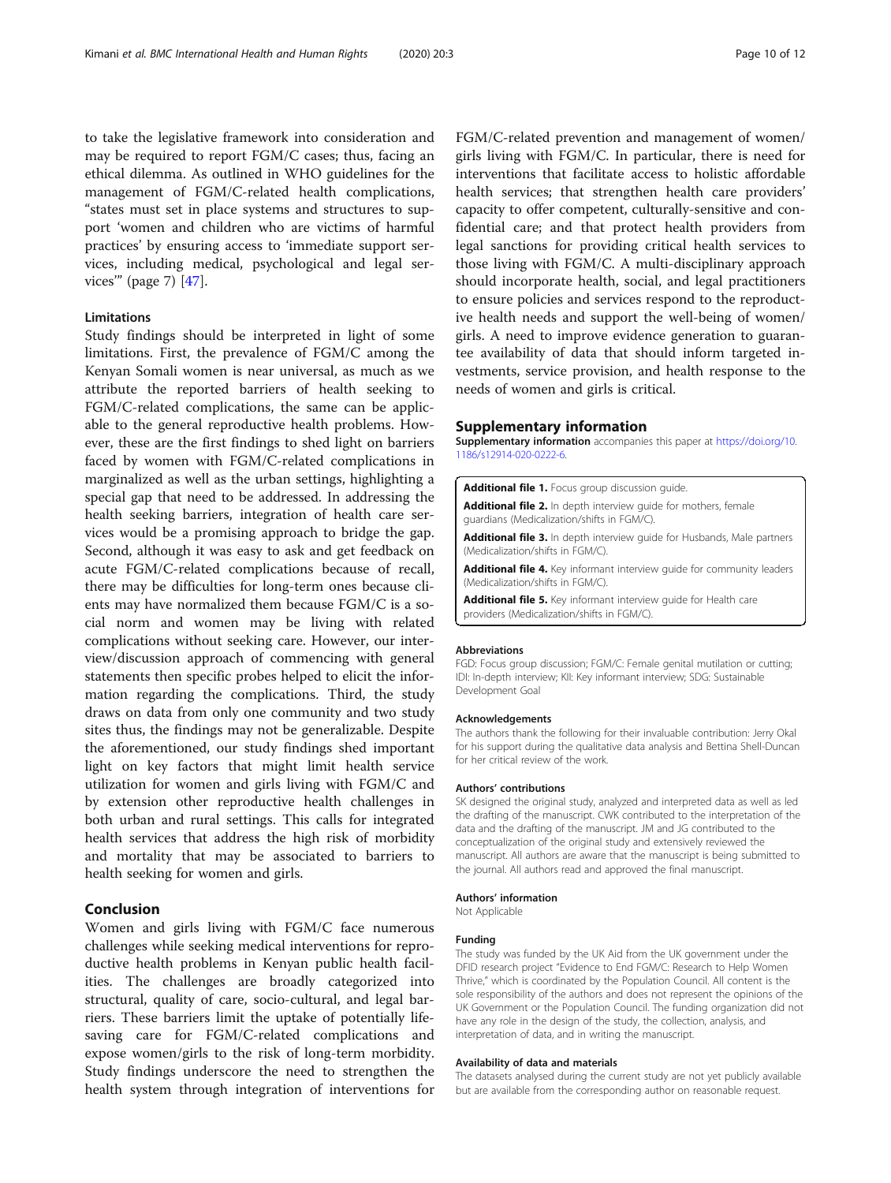to take the legislative framework into consideration and may be required to report FGM/C cases; thus, facing an ethical dilemma. As outlined in WHO guidelines for the management of FGM/C-related health complications, "states must set in place systems and structures to support 'women and children who are victims of harmful practices' by ensuring access to 'immediate support services, including medical, psychological and legal services'" (page 7) [47].

### Limitations

Study findings should be interpreted in light of some limitations. First, the prevalence of FGM/C among the Kenyan Somali women is near universal, as much as we attribute the reported barriers of health seeking to FGM/C-related complications, the same can be applicable to the general reproductive health problems. However, these are the first findings to shed light on barriers faced by women with FGM/C-related complications in marginalized as well as the urban settings, highlighting a special gap that need to be addressed. In addressing the health seeking barriers, integration of health care services would be a promising approach to bridge the gap. Second, although it was easy to ask and get feedback on acute FGM/C-related complications because of recall, there may be difficulties for long-term ones because clients may have normalized them because FGM/C is a social norm and women may be living with related complications without seeking care. However, our interview/discussion approach of commencing with general statements then specific probes helped to elicit the information regarding the complications. Third, the study draws on data from only one community and two study sites thus, the findings may not be generalizable. Despite the aforementioned, our study findings shed important light on key factors that might limit health service utilization for women and girls living with FGM/C and by extension other reproductive health challenges in both urban and rural settings. This calls for integrated health services that address the high risk of morbidity and mortality that may be associated to barriers to health seeking for women and girls.

## Conclusion

Women and girls living with FGM/C face numerous challenges while seeking medical interventions for reproductive health problems in Kenyan public health facilities. The challenges are broadly categorized into structural, quality of care, socio-cultural, and legal barriers. These barriers limit the uptake of potentially lifesaving care for FGM/C-related complications and expose women/girls to the risk of long-term morbidity. Study findings underscore the need to strengthen the health system through integration of interventions for FGM/C-related prevention and management of women/girls living with FGM/C. In particular, there is need for interventions that facilitate access to holistic affordable health services; that strengthen health care providers' capacity to offer competent, culturally-sensitive and confidential care; and that protect health providers from legal sanctions for providing critical health services to those living with FGM/C. A multi-disciplinary approach should incorporate health, social, and legal practitioners to ensure policies and services respond to the reproductive health needs and support the well-being of women/girls. A need to improve evidence generation to guarantee availability of data that should inform targeted investments, service provision, and health response to the needs of women and girls is critical.

## Supplementary information

**Supplementary information** accompanies this paper at https://doi.org/10.1186/s12914-020-0222-6.

**Additional file 1.** Focus group discussion guide.

**Additional file 2.** In depth interview guide for mothers, female guardians (Medicalization/shifts in FGM/C).

**Additional file 3.** In depth interview guide for Husbands, Male partners (Medicalization/shifts in FGM/C).

**Additional file 4.** Key informant interview guide for community leaders (Medicalization/shifts in FGM/C).

**Additional file 5.** Key informant interview guide for Health care providers (Medicalization/shifts in FGM/C).

#### Abbreviations

FGD: Focus group discussion; FGM/C: Female genital mutilation or cutting; IDI: In-depth interview; KII: Key informant interview; SDG: Sustainable Development Goal

#### Acknowledgements

The authors thank the following for their invaluable contribution: Jerry Okal for his support during the qualitative data analysis and Bettina Shell-Duncan for her critical review of the work.

#### Authors' contributions

SK designed the original study, analyzed and interpreted data as well as led the drafting of the manuscript. CWK contributed to the interpretation of the data and the drafting of the manuscript. JM and JG contributed to the conceptualization of the original study and extensively reviewed the manuscript. All authors are aware that the manuscript is being submitted to the journal. All authors read and approved the final manuscript.

#### Authors' information

Not Applicable

#### Funding

The study was funded by the UK Aid from the UK government under the DFID research project "Evidence to End FGM/C: Research to Help Women Thrive," which is coordinated by the Population Council. All content is the sole responsibility of the authors and does not represent the opinions of the UK Government or the Population Council. The funding organization did not have any role in the design of the study, the collection, analysis, and interpretation of data, and in writing the manuscript.

#### Availability of data and materials

The datasets analysed during the current study are not yet publicly available but are available from the corresponding author on reasonable request.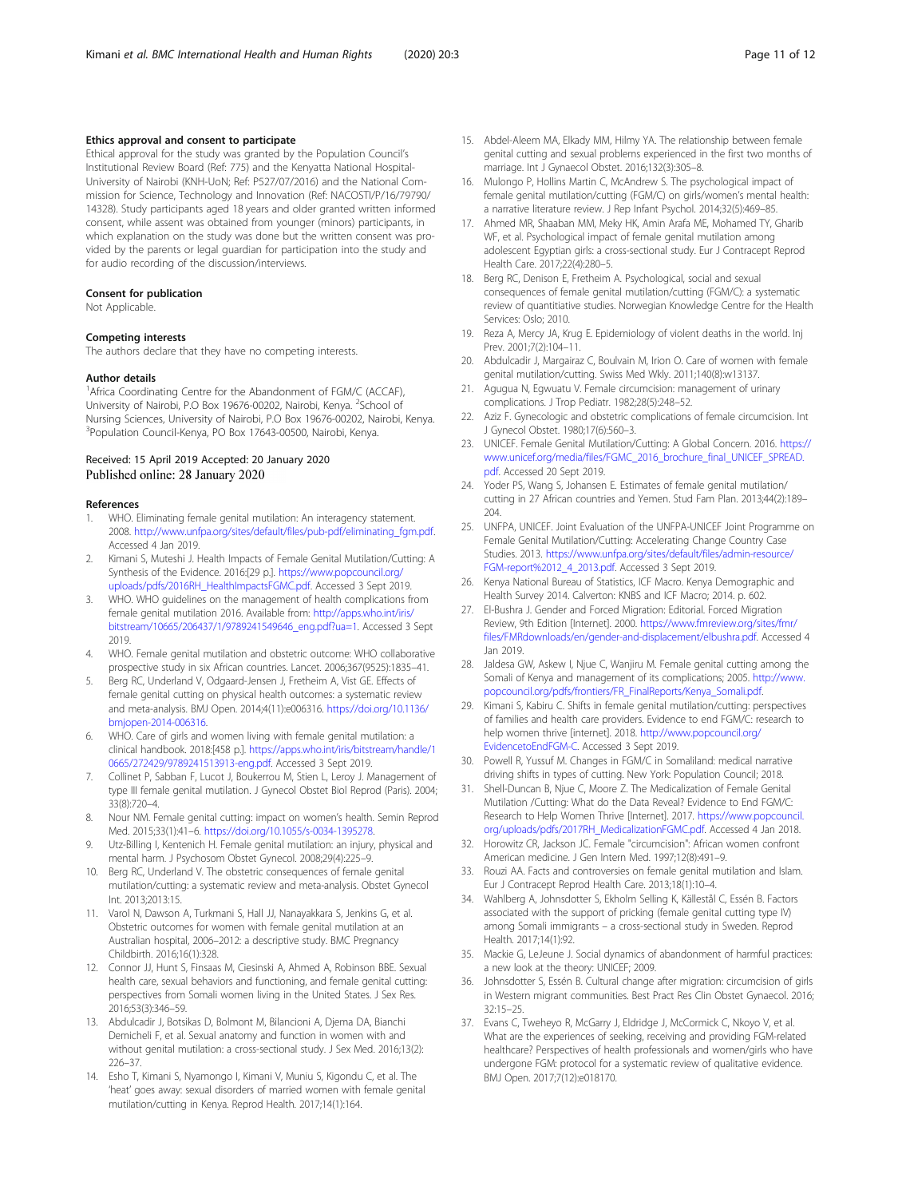## Ethics approval and consent to participate

Ethical approval for the study was granted by the Population Council's Institutional Review Board (Ref: 775) and the Kenyatta National Hospital-University of Nairobi (KNH-UoN; Ref: P527/07/2016) and the National Commission for Science, Technology and Innovation (Ref: NACOSTI/P/16/79790/14328). Study participants aged 18 years and older granted written informed consent, while assent was obtained from younger (minors) participants, in which explanation on the study was done but the written consent was provided by the parents or legal guardian for participation into the study and for audio recording of the discussion/interviews.

## Consent for publication

Not Applicable.

## Competing interests

The authors declare that they have no competing interests.

## Author details

[1]Africa Coordinating Centre for the Abandonment of FGM/C (ACCAF), University of Nairobi, P.O Box 19676-00202, Nairobi, Kenya. [2]School of Nursing Sciences, University of Nairobi, P.O Box 19676-00202, Nairobi, Kenya. [3]Population Council-Kenya, PO Box 17643-00500, Nairobi, Kenya.

Received: 15 April 2019 Accepted: 20 January 2020
Published online: 28 January 2020

## References

1. WHO. Eliminating female genital mutilation: An interagency statement. 2008. http://www.unfpa.org/sites/default/files/pub-pdf/eliminating_fgm.pdf. Accessed 4 Jan 2019.
2. Kimani S, Muteshi J. Health Impacts of Female Genital Mutilation/Cutting: A Synthesis of the Evidence. 2016:[29 p.]. https://www.popcouncil.org/uploads/pdfs/2016RH_HealthImpactsFGMC.pdf. Accessed 3 Sept 2019.
3. WHO. WHO guidelines on the management of health complications from female genital mutilation 2016. Available from: http://apps.who.int/iris/bitstream/10665/206437/1/9789241549646_eng.pdf?ua=1. Accessed 3 Sept 2019.
4. WHO. Female genital mutilation and obstetric outcome: WHO collaborative prospective study in six African countries. Lancet. 2006;367(9525):1835–41.
5. Berg RC, Underland V, Odgaard-Jensen J, Fretheim A, Vist GE. Effects of female genital cutting on physical health outcomes: a systematic review and meta-analysis. BMJ Open. 2014;4(11):e006316. https://doi.org/10.1136/bmjopen-2014-006316.
6. WHO. Care of girls and women living with female genital mutilation: a clinical handbook. 2018:[458 p.]. https://apps.who.int/iris/bitstream/handle/10665/272429/9789241513913-eng.pdf. Accessed 3 Sept 2019.
7. Collinet P, Sabban F, Lucot J, Boukerrou M, Stien L, Leroy J. Management of type III female genital mutilation. J Gynecol Obstet Biol Reprod (Paris). 2004;33(8):720–4.
8. Nour NM. Female genital cutting: impact on women's health. Semin Reprod Med. 2015;33(1):41–6. https://doi.org/10.1055/s-0034-1395278.
9. Utz-Billing I, Kentenich H. Female genital mutilation: an injury, physical and mental harm. J Psychosom Obstet Gynecol. 2008;29(4):225–9.
10. Berg RC, Underland V. The obstetric consequences of female genital mutilation/cutting: a systematic review and meta-analysis. Obstet Gynecol Int. 2013;2013:15.
11. Varol N, Dawson A, Turkmani S, Hall JJ, Nanayakkara S, Jenkins G, et al. Obstetric outcomes for women with female genital mutilation at an Australian hospital, 2006–2012: a descriptive study. BMC Pregnancy Childbirth. 2016;16(1):328.
12. Connor JJ, Hunt S, Finsaas M, Ciesinski A, Ahmed A, Robinson BBE. Sexual health care, sexual behaviors and functioning, and female genital cutting: perspectives from Somali women living in the United States. J Sex Res. 2016;53(3):346–59.
13. Abdulcadir J, Botsikas D, Bolmont M, Bilancioni A, Djema DA, Bianchi Demicheli F, et al. Sexual anatomy and function in women with and without genital mutilation: a cross-sectional study. J Sex Med. 2016;13(2):226–37.
14. Esho T, Kimani S, Nyamongo I, Kimani V, Muniu S, Kigondu C, et al. The 'heat' goes away: sexual disorders of married women with female genital mutilation/cutting in Kenya. Reprod Health. 2017;14(1):164.
15. Abdel-Aleem MA, Elkady MM, Hilmy YA. The relationship between female genital cutting and sexual problems experienced in the first two months of marriage. Int J Gynaecol Obstet. 2016;132(3):305–8.
16. Mulongo P, Hollins Martin C, McAndrew S. The psychological impact of female genital mutilation/cutting (FGM/C) on girls/women's mental health: a narrative literature review. J Rep Infant Psychol. 2014;32(5):469–85.
17. Ahmed MR, Shaaban MM, Meky HK, Amin Arafa ME, Mohamed TY, Gharib WF, et al. Psychological impact of female genital mutilation among adolescent Egyptian girls: a cross-sectional study. Eur J Contracept Reprod Health Care. 2017;22(4):280–5.
18. Berg RC, Denison E, Fretheim A. Psychological, social and sexual consequences of female genital mutilation/cutting (FGM/C): a systematic review of quantitiative studies. Norwegian Knowledge Centre for the Health Services: Oslo; 2010.
19. Reza A, Mercy JA, Krug E. Epidemiology of violent deaths in the world. Inj Prev. 2001;7(2):104–11.
20. Abdulcadir J, Margairaz C, Boulvain M, Irion O. Care of women with female genital mutilation/cutting. Swiss Med Wkly. 2011;140(8):w13137.
21. Agugua N, Egwuatu V. Female circumcision: management of urinary complications. J Trop Pediatr. 1982;28(5):248–52.
22. Aziz F. Gynecologic and obstetric complications of female circumcision. Int J Gynecol Obstet. 1980;17(6):560–3.
23. UNICEF. Female Genital Mutilation/Cutting: A Global Concern. 2016. https://www.unicef.org/media/files/FGMC_2016_brochure_final_UNICEF_SPREAD.pdf. Accessed 20 Sept 2019.
24. Yoder PS, Wang S, Johansen E. Estimates of female genital mutilation/cutting in 27 African countries and Yemen. Stud Fam Plan. 2013;44(2):189–204.
25. UNFPA, UNICEF. Joint Evaluation of the UNFPA-UNICEF Joint Programme on Female Genital Mutilation/Cutting: Accelerating Change Country Case Studies. 2013. https://www.unfpa.org/sites/default/files/admin-resource/FGM-report%2012_4_2013.pdf. Accessed 3 Sept 2019.
26. Kenya National Bureau of Statistics, ICF Macro. Kenya Demographic and Health Survey 2014. Calverton: KNBS and ICF Macro; 2014. p. 602.
27. El-Bushra J. Gender and Forced Migration: Editorial. Forced Migration Review, 9th Edition [Internet]. 2000. https://www.fmreview.org/sites/fmr/files/FMRdownloads/en/gender-and-displacement/elbushra.pdf. Accessed 4 Jan 2019.
28. Jaldesa GW, Askew I, Njue C, Wanjiru M. Female genital cutting among the Somali of Kenya and management of its complications; 2005. http://www.popcouncil.org/pdfs/frontiers/FR_FinalReports/Kenya_Somali.pdf.
29. Kimani S, Kabiru C. Shifts in female genital mutilation/cutting: perspectives of families and health care providers. Evidence to end FGM/C: research to help women thrive [internet]. 2018. http://www.popcouncil.org/EvidencetoEndFGM-C. Accessed 3 Sept 2019.
30. Powell R, Yussuf M. Changes in FGM/C in Somaliland: medical narrative driving shifts in types of cutting. New York: Population Council; 2018.
31. Shell-Duncan B, Njue C, Moore Z. The Medicalization of Female Genital Mutilation /Cutting: What do the Data Reveal? Evidence to End FGM/C: Research to Help Women Thrive [Internet]. 2017. https://www.popcouncil.org/uploads/pdfs/2017RH_MedicalizationFGMC.pdf. Accessed 4 Jan 2018.
32. Horowitz CR, Jackson JC. Female "circumcision": African women confront American medicine. J Gen Intern Med. 1997;12(8):491–9.
33. Rouzi AA. Facts and controversies on female genital mutilation and Islam. Eur J Contracept Reprod Health Care. 2013;18(1):10–4.
34. Wahlberg A, Johnsdotter S, Ekholm Selling K, Källestål C, Essén B. Factors associated with the support of pricking (female genital cutting type IV) among Somali immigrants – a cross-sectional study in Sweden. Reprod Health. 2017;14(1):92.
35. Mackie G, LeJeune J. Social dynamics of abandonment of harmful practices: a new look at the theory: UNICEF; 2009.
36. Johnsdotter S, Essén B. Cultural change after migration: circumcision of girls in Western migrant communities. Best Pract Res Clin Obstet Gynaecol. 2016;32:15–25.
37. Evans C, Tweheyo R, McGarry J, Eldridge J, McCormick C, Nkoyo V, et al. What are the experiences of seeking, receiving and providing FGM-related healthcare? Perspectives of health professionals and women/girls who have undergone FGM: protocol for a systematic review of qualitative evidence. BMJ Open. 2017;7(12):e018170.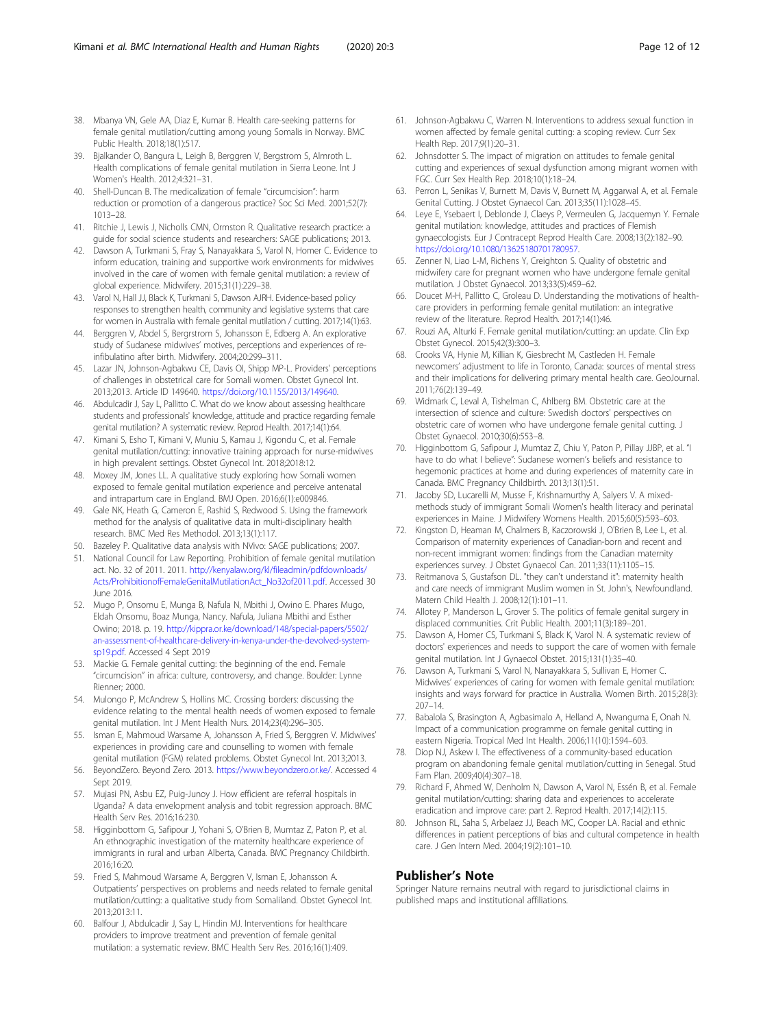38. Mbanya VN, Gele AA, Diaz E, Kumar B. Health care-seeking patterns for female genital mutilation/cutting among young Somalis in Norway. BMC Public Health. 2018;18(1):517.
39. Bjalkander O, Bangura L, Leigh B, Berggren V, Bergstrom S, Almroth L. Health complications of female genital mutilation in Sierra Leone. Int J Women's Health. 2012;4:321–31.
40. Shell-Duncan B. The medicalization of female "circumcision": harm reduction or promotion of a dangerous practice? Soc Sci Med. 2001;52(7): 1013–28.
41. Ritchie J, Lewis J, Nicholls CMN, Ormston R. Qualitative research practice: a guide for social science students and researchers: SAGE publications; 2013.
42. Dawson A, Turkmani S, Fray S, Nanayakkara S, Varol N, Homer C. Evidence to inform education, training and supportive work environments for midwives involved in the care of women with female genital mutilation: a review of global experience. Midwifery. 2015;31(1):229–38.
43. Varol N, Hall JJ, Black K, Turkmani S, Dawson AJRH. Evidence-based policy responses to strengthen health, community and legislative systems that care for women in Australia with female genital mutilation / cutting. 2017;14(1):63.
44. Berggren V, Abdel S, Bergrstrom S, Johansson E, Edberg A. An explorative study of Sudanese midwives' motives, perceptions and experiences of re-infibulatino after birth. Midwifery. 2004;20:299–311.
45. Lazar JN, Johnson-Agbakwu CE, Davis OI, Shipp MP-L. Providers' perceptions of challenges in obstetrical care for Somali women. Obstet Gynecol Int. 2013;2013. Article ID 149640. https://doi.org/10.1155/2013/149640.
46. Abdulcadir J, Say L, Pallitto C. What do we know about assessing healthcare students and professionals' knowledge, attitude and practice regarding female genital mutilation? A systematic review. Reprod Health. 2017;14(1):64.
47. Kimani S, Esho T, Kimani V, Muniu S, Kamau J, Kigondu C, et al. Female genital mutilation/cutting: innovative training approach for nurse-midwives in high prevalent settings. Obstet Gynecol Int. 2018;2018:12.
48. Moxey JM, Jones LL. A qualitative study exploring how Somali women exposed to female genital mutilation experience and perceive antenatal and intrapartum care in England. BMJ Open. 2016;6(1):e009846.
49. Gale NK, Heath G, Cameron E, Rashid S, Redwood S. Using the framework method for the analysis of qualitative data in multi-disciplinary health research. BMC Med Res Methodol. 2013;13(1):117.
50. Bazeley P. Qualitative data analysis with NVivo: SAGE publications; 2007.
51. National Council for Law Reporting. Prohibition of female genital mutilation act. No. 32 of 2011. 2011. http://kenyalaw.org/kl/fileadmin/pdfdownloads/Acts/ProhibitionofFemaleGenitalMutilationAct_No32of2011.pdf. Accessed 30 June 2016.
52. Mugo P, Onsomu E, Munga B, Nafula N, Mbithi J, Owino E. Phares Mugo, Eldah Onsomu, Boaz Munga, Nancy. Nafula, Juliana Mbithi and Esther Owino; 2018. p. 19. http://kippra.or.ke/download/148/special-papers/5502/an-assessment-of-healthcare-delivery-in-kenya-under-the-devolved-system-sp19.pdf. Accessed 4 Sept 2019
53. Mackie G. Female genital cutting: the beginning of the end. Female "circumcision" in africa: culture, controversy, and change. Boulder: Lynne Rienner; 2000.
54. Mulongo P, McAndrew S, Hollins MC. Crossing borders: discussing the evidence relating to the mental health needs of women exposed to female genital mutilation. Int J Ment Health Nurs. 2014;23(4):296–305.
55. Isman E, Mahmoud Warsame A, Johansson A, Fried S, Berggren V. Midwives' experiences in providing care and counselling to women with female genital mutilation (FGM) related problems. Obstet Gynecol Int. 2013;2013.
56. BeyondZero. Beyond Zero. 2013. https://www.beyondzero.or.ke/. Accessed 4 Sept 2019.
57. Mujasi PN, Asbu EZ, Puig-Junoy J. How efficient are referral hospitals in Uganda? A data envelopment analysis and tobit regression approach. BMC Health Serv Res. 2016;16:230.
58. Higginbottom G, Safipour J, Yohani S, O'Brien B, Mumtaz Z, Paton P, et al. An ethnographic investigation of the maternity healthcare experience of immigrants in rural and urban Alberta, Canada. BMC Pregnancy Childbirth. 2016;16:20.
59. Fried S, Mahmoud Warsame A, Berggren V, Isman E, Johansson A. Outpatients' perspectives on problems and needs related to female genital mutilation/cutting: a qualitative study from Somaliland. Obstet Gynecol Int. 2013;2013:11.
60. Balfour J, Abdulcadir J, Say L, Hindin MJ. Interventions for healthcare providers to improve treatment and prevention of female genital mutilation: a systematic review. BMC Health Serv Res. 2016;16(1):409.
61. Johnson-Agbakwu C, Warren N. Interventions to address sexual function in women affected by female genital cutting: a scoping review. Curr Sex Health Rep. 2017;9(1):20–31.
62. Johnsdotter S. The impact of migration on attitudes to female genital cutting and experiences of sexual dysfunction among migrant women with FGC. Curr Sex Health Rep. 2018;10(1):18–24.
63. Perron L, Senikas V, Burnett M, Davis V, Burnett M, Aggarwal A, et al. Female Genital Cutting. J Obstet Gynaecol Can. 2013;35(11):1028–45.
64. Leye E, Ysebaert I, Deblonde J, Claeys P, Vermeulen G, Jacquemyn Y. Female genital mutilation: knowledge, attitudes and practices of Flemish gynaecologists. Eur J Contracept Reprod Health Care. 2008;13(2):182–90. https://doi.org/10.1080/13625180701780957.
65. Zenner N, Liao L-M, Richens Y, Creighton S. Quality of obstetric and midwifery care for pregnant women who have undergone female genital mutilation. J Obstet Gynaecol. 2013;33(5):459–62.
66. Doucet M-H, Pallitto C, Groleau D. Understanding the motivations of health-care providers in performing female genital mutilation: an integrative review of the literature. Reprod Health. 2017;14(1):46.
67. Rouzi AA, Alturki F. Female genital mutilation/cutting: an update. Clin Exp Obstet Gynecol. 2015;42(3):300–3.
68. Crooks VA, Hynie M, Killian K, Giesbrecht M, Castleden H. Female newcomers' adjustment to life in Toronto, Canada: sources of mental stress and their implications for delivering primary mental health care. GeoJournal. 2011;76(2):139–49.
69. Widmark C, Leval A, Tishelman C, Ahlberg BM. Obstetric care at the intersection of science and culture: Swedish doctors' perspectives on obstetric care of women who have undergone female genital cutting. J Obstet Gynaecol. 2010;30(6):553–8.
70. Higginbottom G, Safipour J, Mumtaz Z, Chiu Y, Paton P, Pillay JJBP, et al. "I have to do what I believe": Sudanese women's beliefs and resistance to hegemonic practices at home and during experiences of maternity care in Canada. BMC Pregnancy Childbirth. 2013;13(1):51.
71. Jacoby SD, Lucarelli M, Musse F, Krishnamurthy A, Salyers V. A mixed-methods study of immigrant Somali Women's health literacy and perinatal experiences in Maine. J Midwifery Womens Health. 2015;60(5):593–603.
72. Kingston D, Heaman M, Chalmers B, Kaczorowski J, O'Brien B, Lee L, et al. Comparison of maternity experiences of Canadian-born and recent and non-recent immigrant women: findings from the Canadian maternity experiences survey. J Obstet Gynaecol Can. 2011;33(11):1105–15.
73. Reitmanova S, Gustafson DL. "they can't understand it": maternity health and care needs of immigrant Muslim women in St. John's, Newfoundland. Matern Child Health J. 2008;12(1):101–11.
74. Allotey P, Manderson L, Grover S. The politics of female genital surgery in displaced communities. Crit Public Health. 2001;11(3):189–201.
75. Dawson A, Homer CS, Turkmani S, Black K, Varol N. A systematic review of doctors' experiences and needs to support the care of women with female genital mutilation. Int J Gynaecol Obstet. 2015;131(1):35–40.
76. Dawson A, Turkmani S, Varol N, Nanayakkara S, Sullivan E, Homer C. Midwives' experiences of caring for women with female genital mutilation: insights and ways forward for practice in Australia. Women Birth. 2015;28(3): 207–14.
77. Babalola S, Brasington A, Agbasimalo A, Helland A, Nwanguma E, Onah N. Impact of a communication programme on female genital cutting in eastern Nigeria. Tropical Med Int Health. 2006;11(10):1594–603.
78. Diop NJ, Askew I. The effectiveness of a community-based education program on abandoning female genital mutilation/cutting in Senegal. Stud Fam Plan. 2009;40(4):307–18.
79. Richard F, Ahmed W, Denholm N, Dawson A, Varol N, Essén B, et al. Female genital mutilation/cutting: sharing data and experiences to accelerate eradication and improve care: part 2. Reprod Health. 2017;14(2):115.
80. Johnson RL, Saha S, Arbelaez JJ, Beach MC, Cooper LA. Racial and ethnic differences in patient perceptions of bias and cultural competence in health care. J Gen Intern Med. 2004;19(2):101–10.

## Publisher's Note

Springer Nature remains neutral with regard to jurisdictional claims in published maps and institutional affiliations.